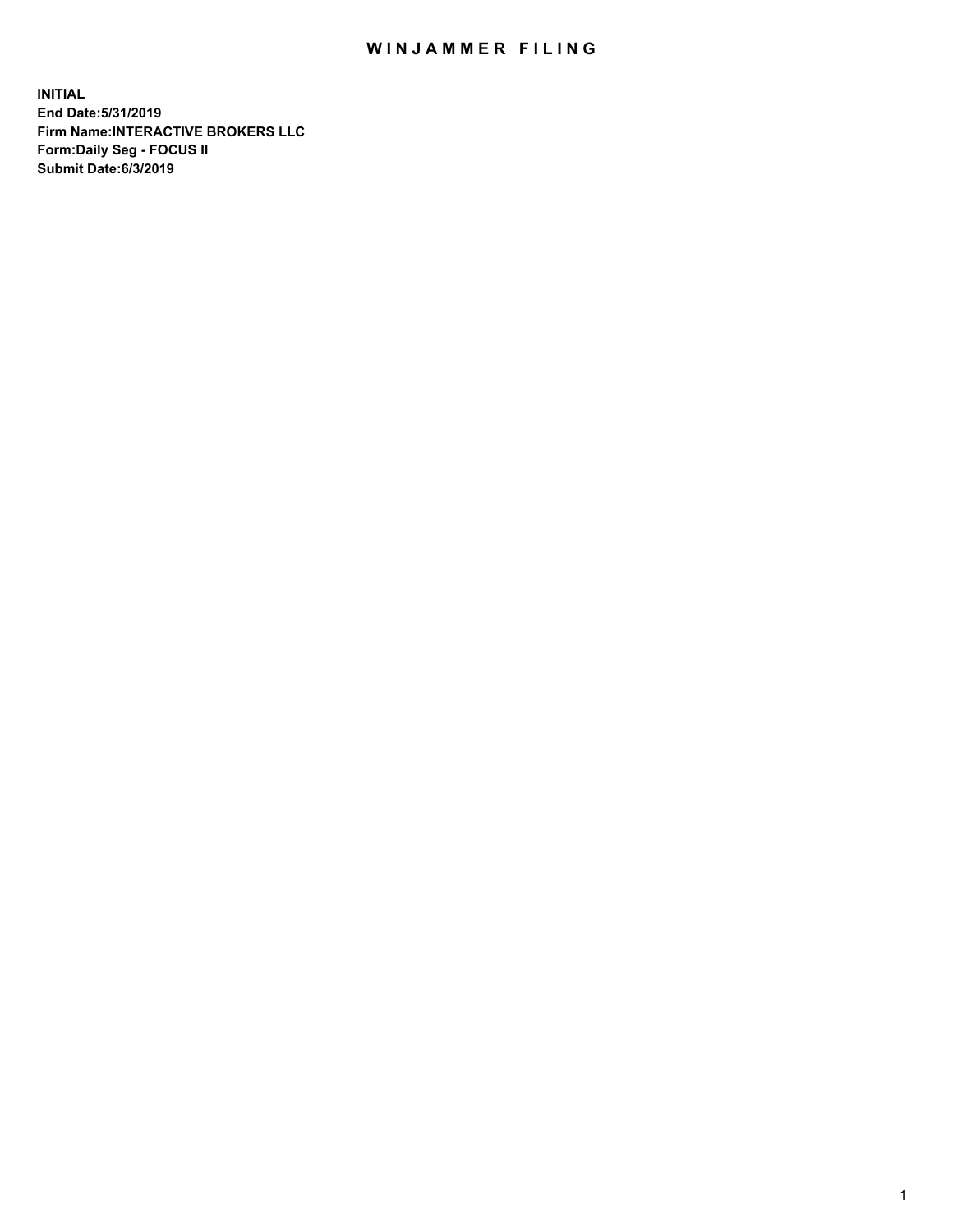# WINJAMMER FILING

**INITIAL**
**End Date:5/31/2019**
**Firm Name:INTERACTIVE BROKERS LLC**
**Form:Daily Seg - FOCUS II**
**Submit Date:6/3/2019**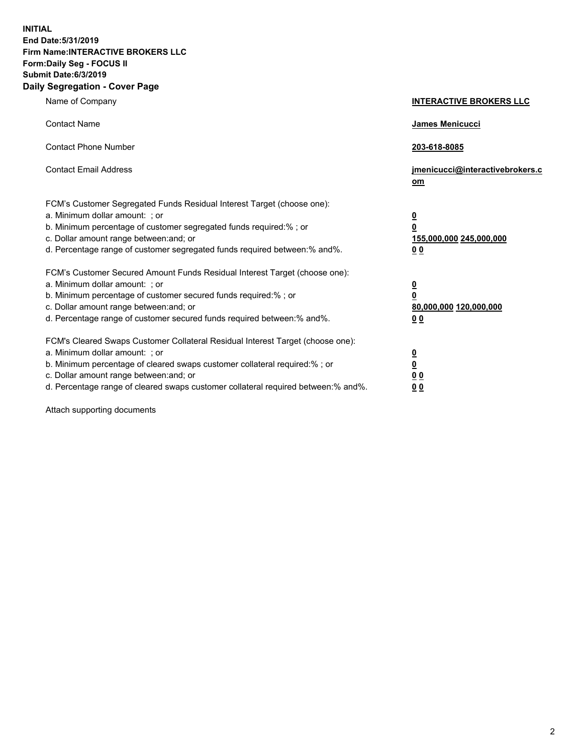**INITIAL**
**End Date:5/31/2019**
**Firm Name:INTERACTIVE BROKERS LLC**
**Form:Daily Seg - FOCUS II**
**Submit Date:6/3/2019**
**Daily Segregation - Cover Page**

| | |
|---|---|
| Name of Company | **INTERACTIVE BROKERS LLC** |
| Contact Name | **James Menicucci** |
| Contact Phone Number | **203-618-8085** |
| Contact Email Address | **jmenicucci@interactivebrokers.com** |
| FCM's Customer Segregated Funds Residual Interest Target (choose one): | |
| a. Minimum dollar amount: ; or | **0** |
| b. Minimum percentage of customer segregated funds required:% ; or | **0** |
| c. Dollar amount range between:and; or | **155,000,000 245,000,000** |
| d. Percentage range of customer segregated funds required between:% and%. | **0 0** |
| FCM's Customer Secured Amount Funds Residual Interest Target (choose one): | |
| a. Minimum dollar amount: ; or | **0** |
| b. Minimum percentage of customer secured funds required:% ; or | **0** |
| c. Dollar amount range between:and; or | **80,000,000 120,000,000** |
| d. Percentage range of customer secured funds required between:% and%. | **0 0** |
| FCM's Cleared Swaps Customer Collateral Residual Interest Target (choose one): | |
| a. Minimum dollar amount: ; or | **0** |
| b. Minimum percentage of cleared swaps customer collateral required:% ; or | **0** |
| c. Dollar amount range between:and; or | **0 0** |
| d. Percentage range of cleared swaps customer collateral required between:% and%. | **0 0** |

Attach supporting documents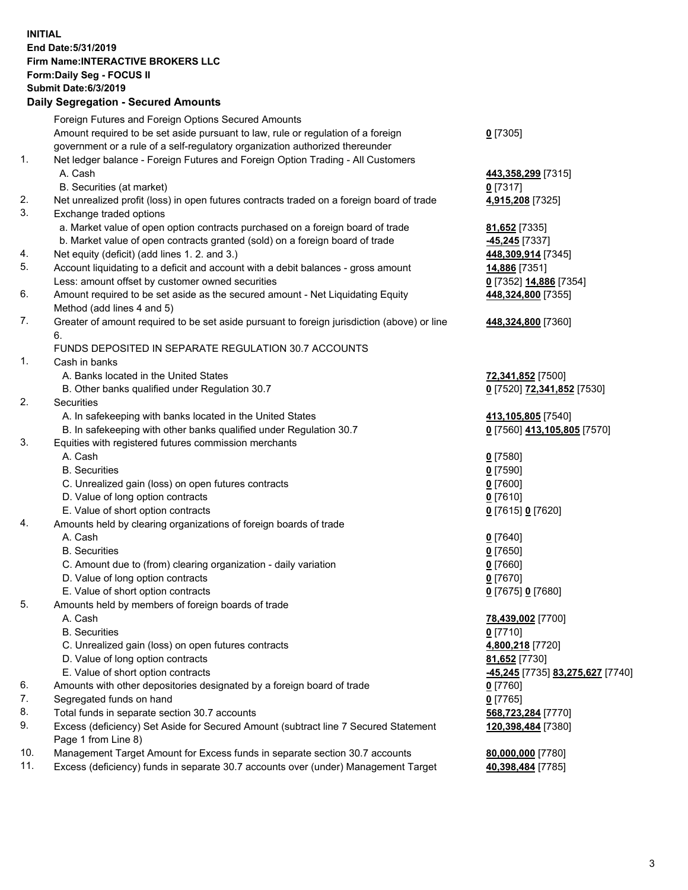**INITIAL**
**End Date:5/31/2019**
**Firm Name:INTERACTIVE BROKERS LLC**
**Form:Daily Seg - FOCUS II**
**Submit Date:6/3/2019**
**Daily Segregation - Secured Amounts**

| | | |
|---|---|---|
| | Foreign Futures and Foreign Options Secured Amounts | |
| | Amount required to be set aside pursuant to law, rule or regulation of a foreign government or a rule of a self-regulatory organization authorized thereunder | **0** [7305] |
| 1. | Net ledger balance - Foreign Futures and Foreign Option Trading - All Customers | |
| | A. Cash | **443,358,299** [7315] |
| | B. Securities (at market) | **0** [7317] |
| 2. | Net unrealized profit (loss) in open futures contracts traded on a foreign board of trade | **4,915,208** [7325] |
| 3. | Exchange traded options | |
| | a. Market value of open option contracts purchased on a foreign board of trade | **81,652** [7335] |
| | b. Market value of open contracts granted (sold) on a foreign board of trade | **-45,245** [7337] |
| 4. | Net equity (deficit) (add lines 1. 2. and 3.) | **448,309,914** [7345] |
| 5. | Account liquidating to a deficit and account with a debit balances - gross amount | **14,886** [7351] |
| | Less: amount offset by customer owned securities | **0** [7352] **14,886** [7354] |
| 6. | Amount required to be set aside as the secured amount - Net Liquidating Equity Method (add lines 4 and 5) | **448,324,800** [7355] |
| 7. | Greater of amount required to be set aside pursuant to foreign jurisdiction (above) or line 6. | **448,324,800** [7360] |
| | FUNDS DEPOSITED IN SEPARATE REGULATION 30.7 ACCOUNTS | |
| 1. | Cash in banks | |
| | A. Banks located in the United States | **72,341,852** [7500] |
| | B. Other banks qualified under Regulation 30.7 | **0** [7520] **72,341,852** [7530] |
| 2. | Securities | |
| | A. In safekeeping with banks located in the United States | **413,105,805** [7540] |
| | B. In safekeeping with other banks qualified under Regulation 30.7 | **0** [7560] **413,105,805** [7570] |
| 3. | Equities with registered futures commission merchants | |
| | A. Cash | **0** [7580] |
| | B. Securities | **0** [7590] |
| | C. Unrealized gain (loss) on open futures contracts | **0** [7600] |
| | D. Value of long option contracts | **0** [7610] |
| | E. Value of short option contracts | **0** [7615] **0** [7620] |
| 4. | Amounts held by clearing organizations of foreign boards of trade | |
| | A. Cash | **0** [7640] |
| | B. Securities | **0** [7650] |
| | C. Amount due to (from) clearing organization - daily variation | **0** [7660] |
| | D. Value of long option contracts | **0** [7670] |
| | E. Value of short option contracts | **0** [7675] **0** [7680] |
| 5. | Amounts held by members of foreign boards of trade | |
| | A. Cash | **78,439,002** [7700] |
| | B. Securities | **0** [7710] |
| | C. Unrealized gain (loss) on open futures contracts | **4,800,218** [7720] |
| | D. Value of long option contracts | **81,652** [7730] |
| | E. Value of short option contracts | **-45,245** [7735] **83,275,627** [7740] |
| 6. | Amounts with other depositories designated by a foreign board of trade | **0** [7760] |
| 7. | Segregated funds on hand | **0** [7765] |
| 8. | Total funds in separate section 30.7 accounts | **568,723,284** [7770] |
| 9. | Excess (deficiency) Set Aside for Secured Amount (subtract line 7 Secured Statement Page 1 from Line 8) | **120,398,484** [7380] |
| 10. | Management Target Amount for Excess funds in separate section 30.7 accounts | **80,000,000** [7780] |
| 11. | Excess (deficiency) funds in separate 30.7 accounts over (under) Management Target | **40,398,484** [7785] |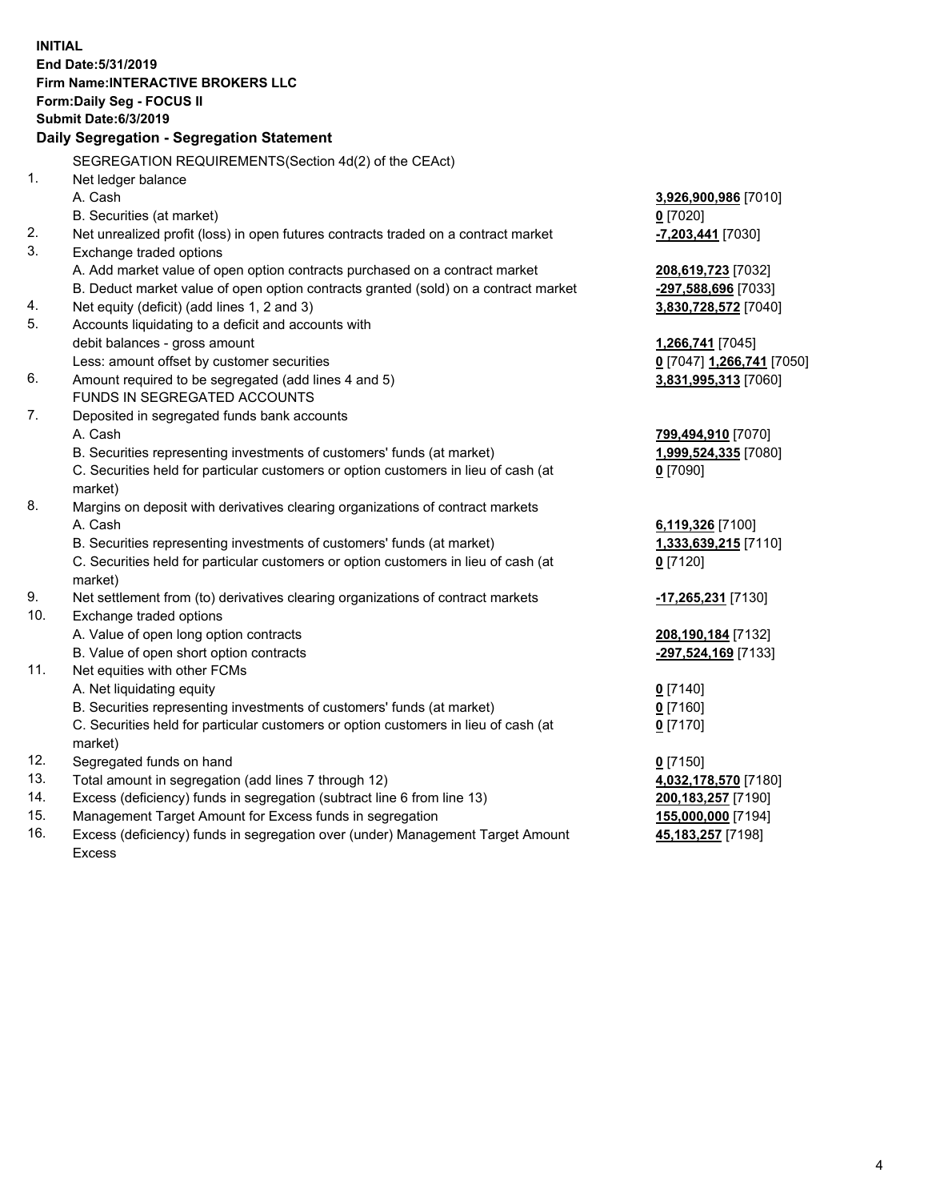**INITIAL**
**End Date:5/31/2019**
**Firm Name:INTERACTIVE BROKERS LLC**
**Form:Daily Seg - FOCUS II**
**Submit Date:6/3/2019**

### Daily Segregation - Segregation Statement

| | | |
|---|---|---|
| | SEGREGATION REQUIREMENTS(Section 4d(2) of the CEAct) | |
| 1. | Net ledger balance | |
| | A. Cash | **3,926,900,986** [7010] |
| | B. Securities (at market) | **0** [7020] |
| 2. | Net unrealized profit (loss) in open futures contracts traded on a contract market | **-7,203,441** [7030] |
| 3. | Exchange traded options | |
| | A. Add market value of open option contracts purchased on a contract market | **208,619,723** [7032] |
| | B. Deduct market value of open option contracts granted (sold) on a contract market | **-297,588,696** [7033] |
| 4. | Net equity (deficit) (add lines 1, 2 and 3) | **3,830,728,572** [7040] |
| 5. | Accounts liquidating to a deficit and accounts with debit balances - gross amount | **1,266,741** [7045] |
| | Less: amount offset by customer securities | **0** [7047] **1,266,741** [7050] |
| 6. | Amount required to be segregated (add lines 4 and 5) | **3,831,995,313** [7060] |
| | FUNDS IN SEGREGATED ACCOUNTS | |
| 7. | Deposited in segregated funds bank accounts | |
| | A. Cash | **799,494,910** [7070] |
| | B. Securities representing investments of customers' funds (at market) | **1,999,524,335** [7080] |
| | C. Securities held for particular customers or option customers in lieu of cash (at market) | **0** [7090] |
| 8. | Margins on deposit with derivatives clearing organizations of contract markets | |
| | A. Cash | **6,119,326** [7100] |
| | B. Securities representing investments of customers' funds (at market) | **1,333,639,215** [7110] |
| | C. Securities held for particular customers or option customers in lieu of cash (at market) | **0** [7120] |
| 9. | Net settlement from (to) derivatives clearing organizations of contract markets | **-17,265,231** [7130] |
| 10. | Exchange traded options | |
| | A. Value of open long option contracts | **208,190,184** [7132] |
| | B. Value of open short option contracts | **-297,524,169** [7133] |
| 11. | Net equities with other FCMs | |
| | A. Net liquidating equity | **0** [7140] |
| | B. Securities representing investments of customers' funds (at market) | **0** [7160] |
| | C. Securities held for particular customers or option customers in lieu of cash (at market) | **0** [7170] |
| 12. | Segregated funds on hand | **0** [7150] |
| 13. | Total amount in segregation (add lines 7 through 12) | **4,032,178,570** [7180] |
| 14. | Excess (deficiency) funds in segregation (subtract line 6 from line 13) | **200,183,257** [7190] |
| 15. | Management Target Amount for Excess funds in segregation | **155,000,000** [7194] |
| 16. | Excess (deficiency) funds in segregation over (under) Management Target Amount Excess | **45,183,257** [7198] |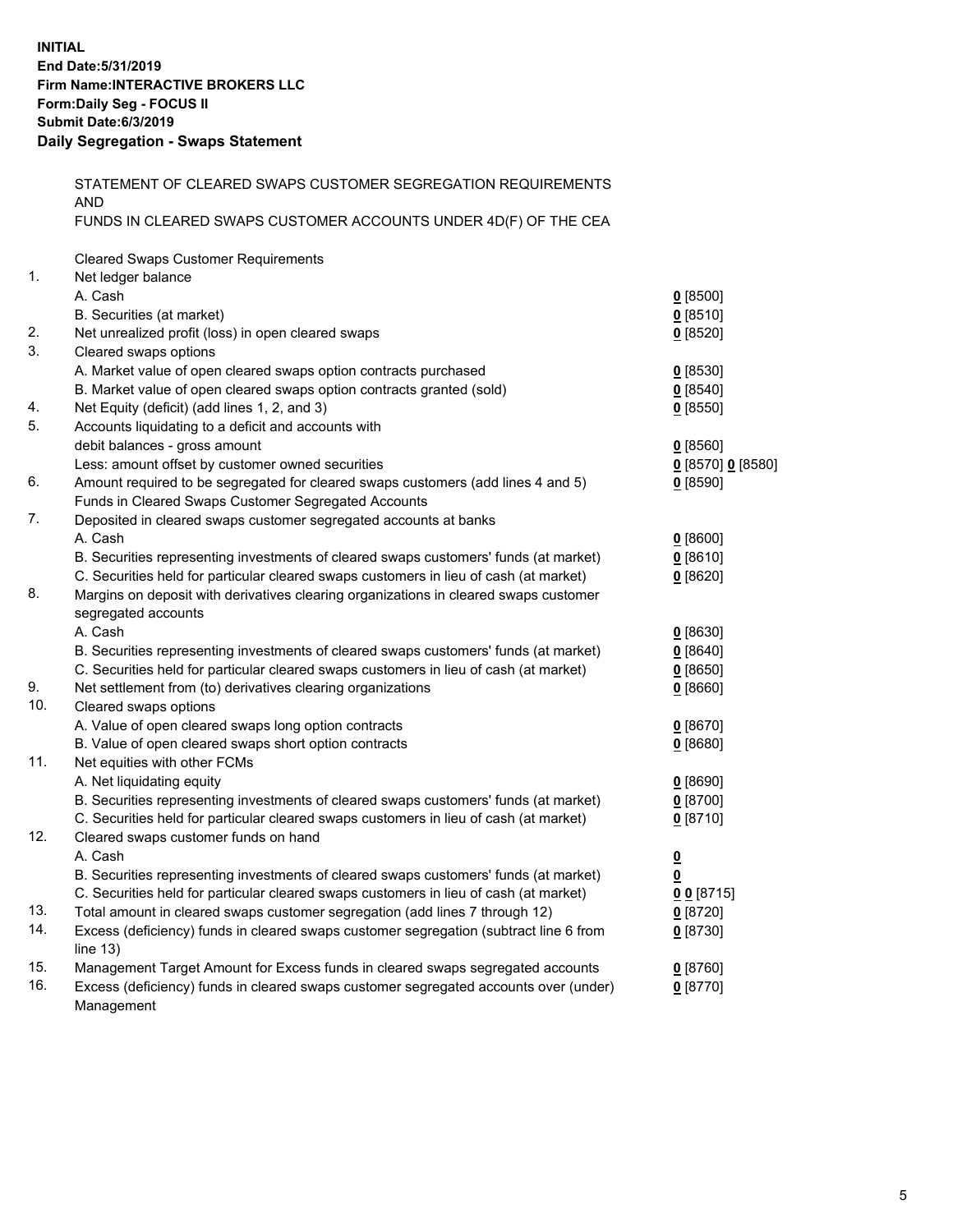**INITIAL**
**End Date:5/31/2019**
**Firm Name:INTERACTIVE BROKERS LLC**
**Form:Daily Seg - FOCUS II**
**Submit Date:6/3/2019**
**Daily Segregation - Swaps Statement**

STATEMENT OF CLEARED SWAPS CUSTOMER SEGREGATION REQUIREMENTS AND FUNDS IN CLEARED SWAPS CUSTOMER ACCOUNTS UNDER 4D(F) OF THE CEA

| | | |
|---|---|---|
| | Cleared Swaps Customer Requirements | |
| 1. | Net ledger balance | |
| | A. Cash | 0 [8500] |
| | B. Securities (at market) | 0 [8510] |
| 2. | Net unrealized profit (loss) in open cleared swaps | 0 [8520] |
| 3. | Cleared swaps options | |
| | A. Market value of open cleared swaps option contracts purchased | 0 [8530] |
| | B. Market value of open cleared swaps option contracts granted (sold) | 0 [8540] |
| 4. | Net Equity (deficit) (add lines 1, 2, and 3) | 0 [8550] |
| 5. | Accounts liquidating to a deficit and accounts with debit balances - gross amount | 0 [8560] |
| | Less: amount offset by customer owned securities | 0 [8570] 0 [8580] |
| 6. | Amount required to be segregated for cleared swaps customers (add lines 4 and 5) | 0 [8590] |
| | Funds in Cleared Swaps Customer Segregated Accounts | |
| 7. | Deposited in cleared swaps customer segregated accounts at banks | |
| | A. Cash | 0 [8600] |
| | B. Securities representing investments of cleared swaps customers' funds (at market) | 0 [8610] |
| | C. Securities held for particular cleared swaps customers in lieu of cash (at market) | 0 [8620] |
| 8. | Margins on deposit with derivatives clearing organizations in cleared swaps customer segregated accounts | |
| | A. Cash | 0 [8630] |
| | B. Securities representing investments of cleared swaps customers' funds (at market) | 0 [8640] |
| | C. Securities held for particular cleared swaps customers in lieu of cash (at market) | 0 [8650] |
| 9. | Net settlement from (to) derivatives clearing organizations | 0 [8660] |
| 10. | Cleared swaps options | |
| | A. Value of open cleared swaps long option contracts | 0 [8670] |
| | B. Value of open cleared swaps short option contracts | 0 [8680] |
| 11. | Net equities with other FCMs | |
| | A. Net liquidating equity | 0 [8690] |
| | B. Securities representing investments of cleared swaps customers' funds (at market) | 0 [8700] |
| | C. Securities held for particular cleared swaps customers in lieu of cash (at market) | 0 [8710] |
| 12. | Cleared swaps customer funds on hand | |
| | A. Cash | 0 |
| | B. Securities representing investments of cleared swaps customers' funds (at market) | 0 |
| | C. Securities held for particular cleared swaps customers in lieu of cash (at market) | 0 0 [8715] |
| 13. | Total amount in cleared swaps customer segregation (add lines 7 through 12) | 0 [8720] |
| 14. | Excess (deficiency) funds in cleared swaps customer segregation (subtract line 6 from line 13) | 0 [8730] |
| 15. | Management Target Amount for Excess funds in cleared swaps segregated accounts | 0 [8760] |
| 16. | Excess (deficiency) funds in cleared swaps customer segregated accounts over (under) Management | 0 [8770] |